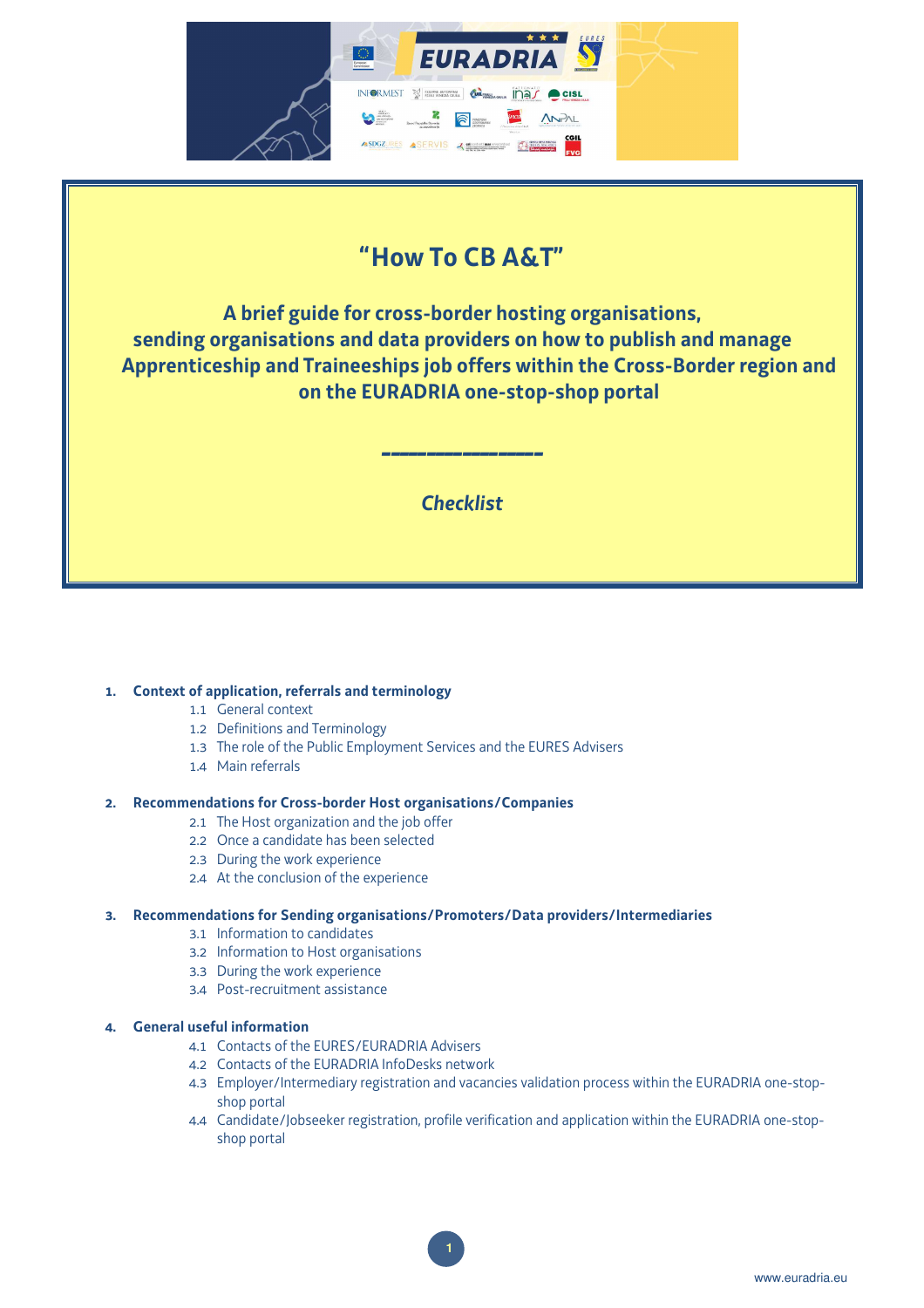# "How To CB A&T"

## A brief guide for cross-border hosting organisations, sending organisations and data providers on how to publish and manage Apprenticeship and Traineeships job offers within the Cross-Border region and on the EURADRIA one-stop-shop portal

---

*Checklist*

1. **Context of application, referrals and terminology**
   - 1.1 General context
   - 1.2 Definitions and Terminology
   - 1.3 The role of the Public Employment Services and the EURES Advisers
   - 1.4 Main referrals

2. **Recommendations for Cross-border Host organisations/Companies**
   - 2.1 The Host organization and the job offer
   - 2.2 Once a candidate has been selected
   - 2.3 During the work experience
   - 2.4 At the conclusion of the experience

3. **Recommendations for Sending organisations/Promoters/Data providers/Intermediaries**
   - 3.1 Information to candidates
   - 3.2 Information to Host organisations
   - 3.3 During the work experience
   - 3.4 Post-recruitment assistance

4. **General useful information**
   - 4.1 Contacts of the EURES/EURADRIA Advisers
   - 4.2 Contacts of the EURADRIA InfoDesks network
   - 4.3 Employer/Intermediary registration and vacancies validation process within the EURADRIA one-stop-shop portal
   - 4.4 Candidate/Jobseeker registration, profile verification and application within the EURADRIA one-stop-shop portal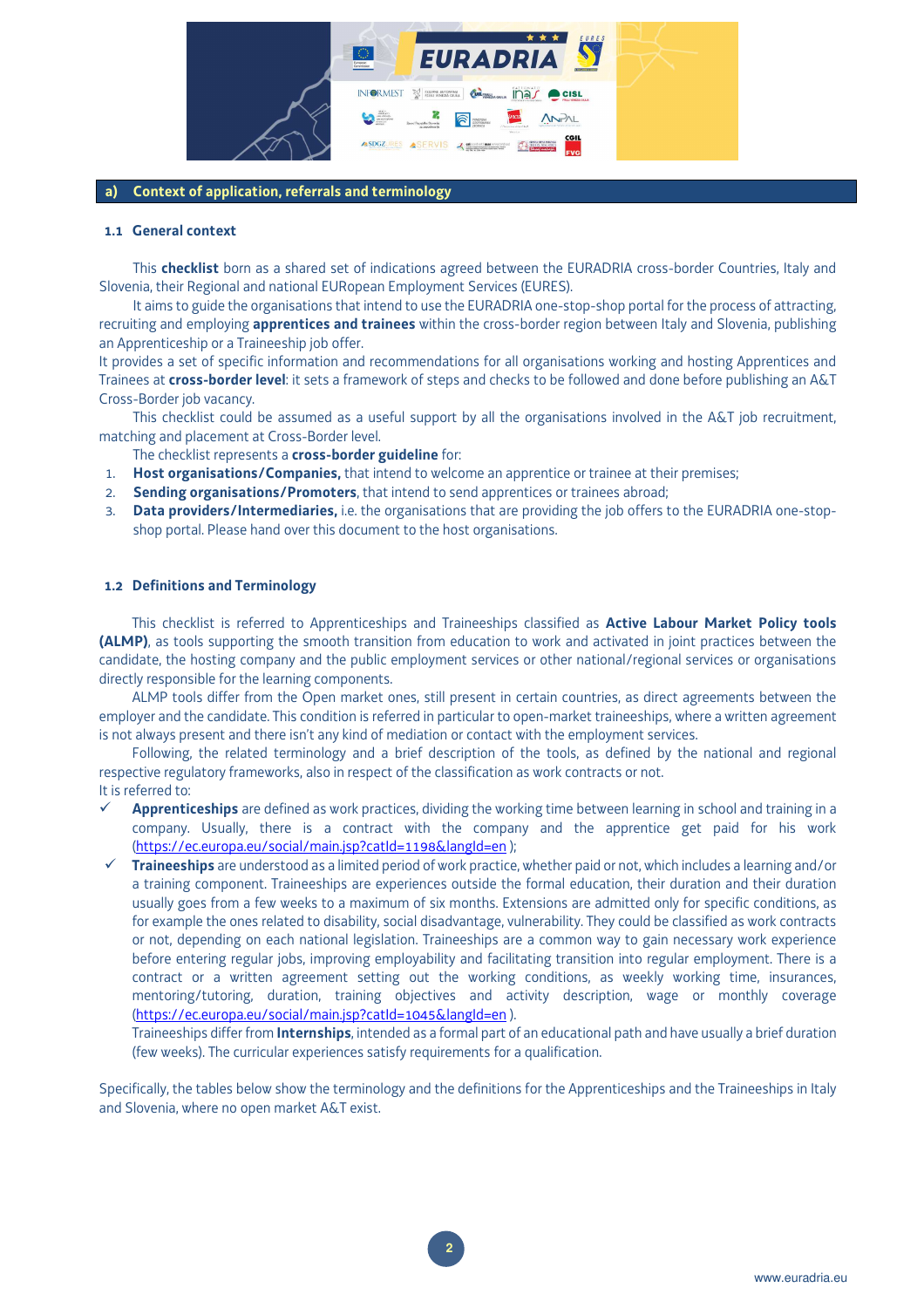## a) Context of application, referrals and terminology

### 1.1 General context

This **checklist** born as a shared set of indications agreed between the EURADRIA cross-border Countries, Italy and Slovenia, their Regional and national EURopean Employment Services (EURES).

It aims to guide the organisations that intend to use the EURADRIA one-stop-shop portal for the process of attracting, recruiting and employing **apprentices and trainees** within the cross-border region between Italy and Slovenia, publishing an Apprenticeship or a Traineeship job offer.

It provides a set of specific information and recommendations for all organisations working and hosting Apprentices and Trainees at **cross-border level**: it sets a framework of steps and checks to be followed and done before publishing an A&T Cross-Border job vacancy.

This checklist could be assumed as a useful support by all the organisations involved in the A&T job recruitment, matching and placement at Cross-Border level.

The checklist represents a **cross-border guideline** for:

1. **Host organisations/Companies,** that intend to welcome an apprentice or trainee at their premises;
2. **Sending organisations/Promoters**, that intend to send apprentices or trainees abroad;
3. **Data providers/Intermediaries,** i.e. the organisations that are providing the job offers to the EURADRIA one-stop-shop portal. Please hand over this document to the host organisations.

### 1.2 Definitions and Terminology

This checklist is referred to Apprenticeships and Traineeships classified as **Active Labour Market Policy tools (ALMP)**, as tools supporting the smooth transition from education to work and activated in joint practices between the candidate, the hosting company and the public employment services or other national/regional services or organisations directly responsible for the learning components.

ALMP tools differ from the Open market ones, still present in certain countries, as direct agreements between the employer and the candidate. This condition is referred in particular to open-market traineeships, where a written agreement is not always present and there isn't any kind of mediation or contact with the employment services.

Following, the related terminology and a brief description of the tools, as defined by the national and regional respective regulatory frameworks, also in respect of the classification as work contracts or not.

It is referred to:

- ✓ **Apprenticeships** are defined as work practices, dividing the working time between learning in school and training in a company. Usually, there is a contract with the company and the apprentice get paid for his work (https://ec.europa.eu/social/main.jsp?catId=1198&langId=en );
- ✓ **Traineeships** are understood as a limited period of work practice, whether paid or not, which includes a learning and/or a training component. Traineeships are experiences outside the formal education, their duration and their duration usually goes from a few weeks to a maximum of six months. Extensions are admitted only for specific conditions, as for example the ones related to disability, social disadvantage, vulnerability. They could be classified as work contracts or not, depending on each national legislation. Traineeships are a common way to gain necessary work experience before entering regular jobs, improving employability and facilitating transition into regular employment. There is a contract or a written agreement setting out the working conditions, as weekly working time, insurances, mentoring/tutoring, duration, training objectives and activity description, wage or monthly coverage (https://ec.europa.eu/social/main.jsp?catId=1045&langId=en ).

  Traineeships differ from **Internships**, intended as a formal part of an educational path and have usually a brief duration (few weeks). The curricular experiences satisfy requirements for a qualification.

Specifically, the tables below show the terminology and the definitions for the Apprenticeships and the Traineeships in Italy and Slovenia, where no open market A&T exist.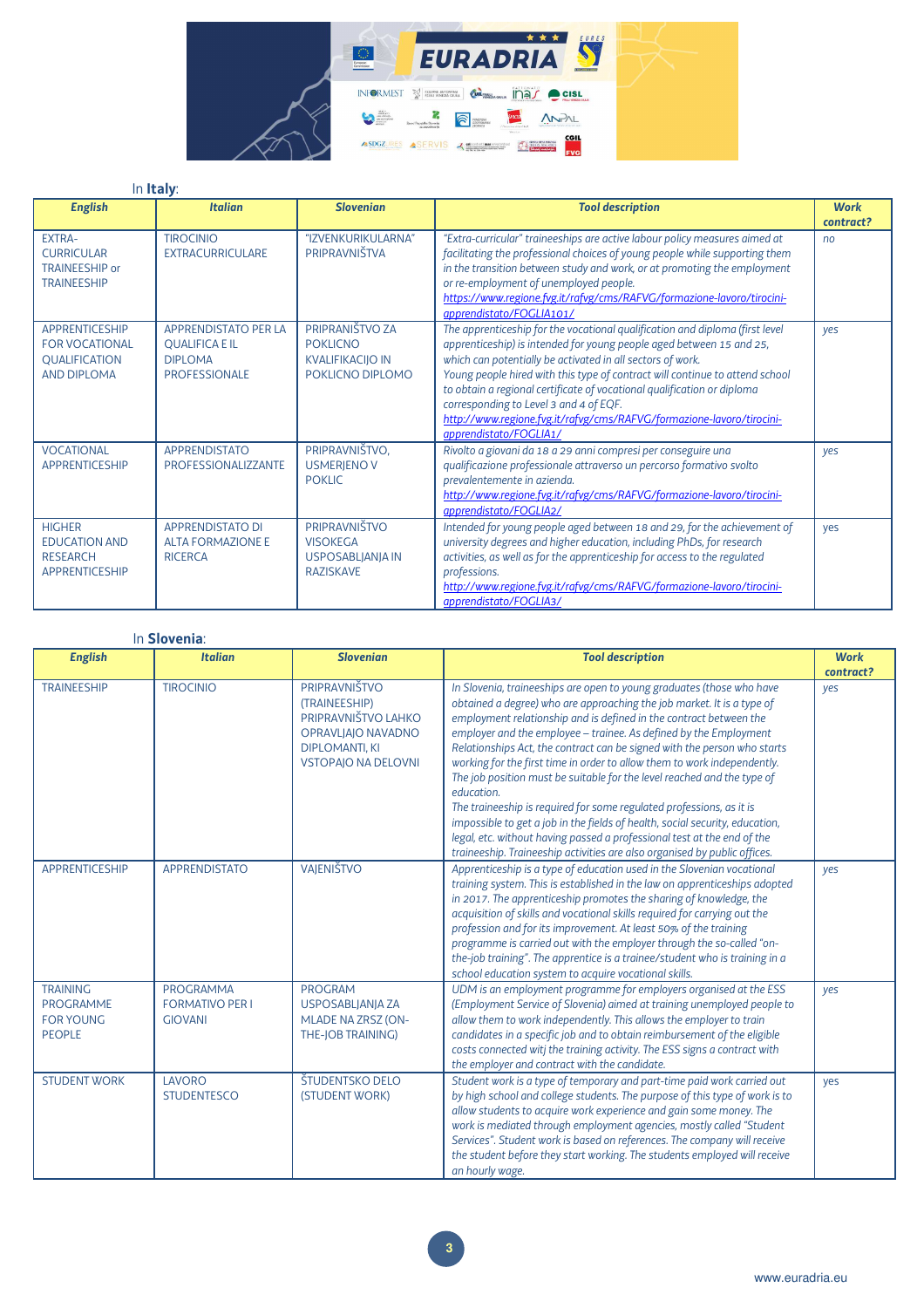In **Italy**:

| English | Italian | Slovenian | Tool description | Work contract? |
|---|---|---|---|---|
| EXTRA-CURRICULAR TRAINEESHIP or TRAINEESHIP | TIROCINIO EXTRACURRICULARE | "IZVENKURIKULARNA" PRIPRAVNIŠTVA | *"Extra-curricular" traineeships are active labour policy measures aimed at facilitating the professional choices of young people while supporting them in the transition between study and work, or at promoting the employment or re-employment of unemployed people.* *https://www.regione.fvg.it/rafvg/cms/RAFVG/formazione-lavoro/tirocini-apprendistato/FOGLIA101/* | *no* |
| APPRENTICESHIP FOR VOCATIONAL QUALIFICATION AND DIPLOMA | APPRENDISTATO PER LA QUALIFICA E IL DIPLOMA PROFESSIONALE | PRIPRANIŠTVO ZA POKLICNO KVALIFIKACIJO IN POKLICNO DIPLOMO | *The apprenticeship for the vocational qualification and diploma (first level apprenticeship) is intended for young people aged between 15 and 25, which can potentially be activated in all sectors of work. Young people hired with this type of contract will continue to attend school to obtain a regional certificate of vocational qualification or diploma corresponding to Level 3 and 4 of EQF.* *http://www.regione.fvg.it/rafvg/cms/RAFVG/formazione-lavoro/tirocini-apprendistato/FOGLIA1/* | *yes* |
| VOCATIONAL APPRENTICESHIP | APPRENDISTATO PROFESSIONALIZZANTE | PRIPRAVNIŠTVO, USMERJENO V POKLIC | *Rivolto a giovani da 18 a 29 anni compresi per conseguire una qualificazione professionale attraverso un percorso formativo svolto prevalentemente in azienda.* *http://www.regione.fvg.it/rafvg/cms/RAFVG/formazione-lavoro/tirocini-apprendistato/FOGLIA2/* | *yes* |
| HIGHER EDUCATION AND RESEARCH APPRENTICESHIP | APPRENDISTATO DI ALTA FORMAZIONE E RICERCA | PRIPRAVNIŠTVO VISOKEGA USPOSABLJANJA IN RAZISKAVE | *Intended for young people aged between 18 and 29, for the achievement of university degrees and higher education, including PhDs, for research activities, as well as for the apprenticeship for access to the regulated professions.* *http://www.regione.fvg.it/rafvg/cms/RAFVG/formazione-lavoro/tirocini-apprendistato/FOGLIA3/* | *yes* |

In **Slovenia**:

| English | Italian | Slovenian | Tool description | Work contract? |
|---|---|---|---|---|
| TRAINEESHIP | TIROCINIO | PRIPRAVNIŠTVO (TRAINEESHIP) PRIPRAVNIŠTVO LAHKO OPRAVLJAJO NAVADNO DIPLOMANTI, KI VSTOPAJO NA DELOVNI | *In Slovenia, traineeships are open to young graduates (those who have obtained a degree) who are approaching the job market. It is a type of employment relationship and is defined in the contract between the employer and the employee – trainee. As defined by the Employment Relationships Act, the contract can be signed with the person who starts working for the first time in order to allow them to work independently. The job position must be suitable for the level reached and the type of education. The traineeship is required for some regulated professions, as it is impossible to get a job in the fields of health, social security, education, legal, etc. without having passed a professional test at the end of the traineeship. Traineeship activities are also organised by public offices.* | *yes* |
| APPRENTICESHIP | APPRENDISTATO | VAJENIŠTVO | *Apprenticeship is a type of education used in the Slovenian vocational training system. This is established in the law on apprenticeships adopted in 2017. The apprenticeship promotes the sharing of knowledge, the acquisition of skills and vocational skills required for carrying out the profession and for its improvement. At least 50% of the training programme is carried out with the employer through the so-called "on-the-job training". The apprentice is a trainee/student who is training in a school education system to acquire vocational skills.* | *yes* |
| TRAINING PROGRAMME FOR YOUNG PEOPLE | PROGRAMMA FORMATIVO PER I GIOVANI | PROGRAM USPOSABLJANJA ZA MLADE NA ZRSZ (ON-THE-JOB TRAINING) | *UDM is an employment programme for employers organised at the ESS (Employment Service of Slovenia) aimed at training unemployed people to allow them to work independently. This allows the employer to train candidates in a specific job and to obtain reimbursement of the eligible costs connected witj the training activity. The ESS signs a contract with the employer and contract with the candidate.* | *yes* |
| STUDENT WORK | LAVORO STUDENTESCO | ŠTUDENTSKO DELO (STUDENT WORK) | *Student work is a type of temporary and part-time paid work carried out by high school and college students. The purpose of this type of work is to allow students to acquire work experience and gain some money. The work is mediated through employment agencies, mostly called "Student Services". Student work is based on references. The company will receive the student before they start working. The students employed will receive an hourly wage.* | *yes* |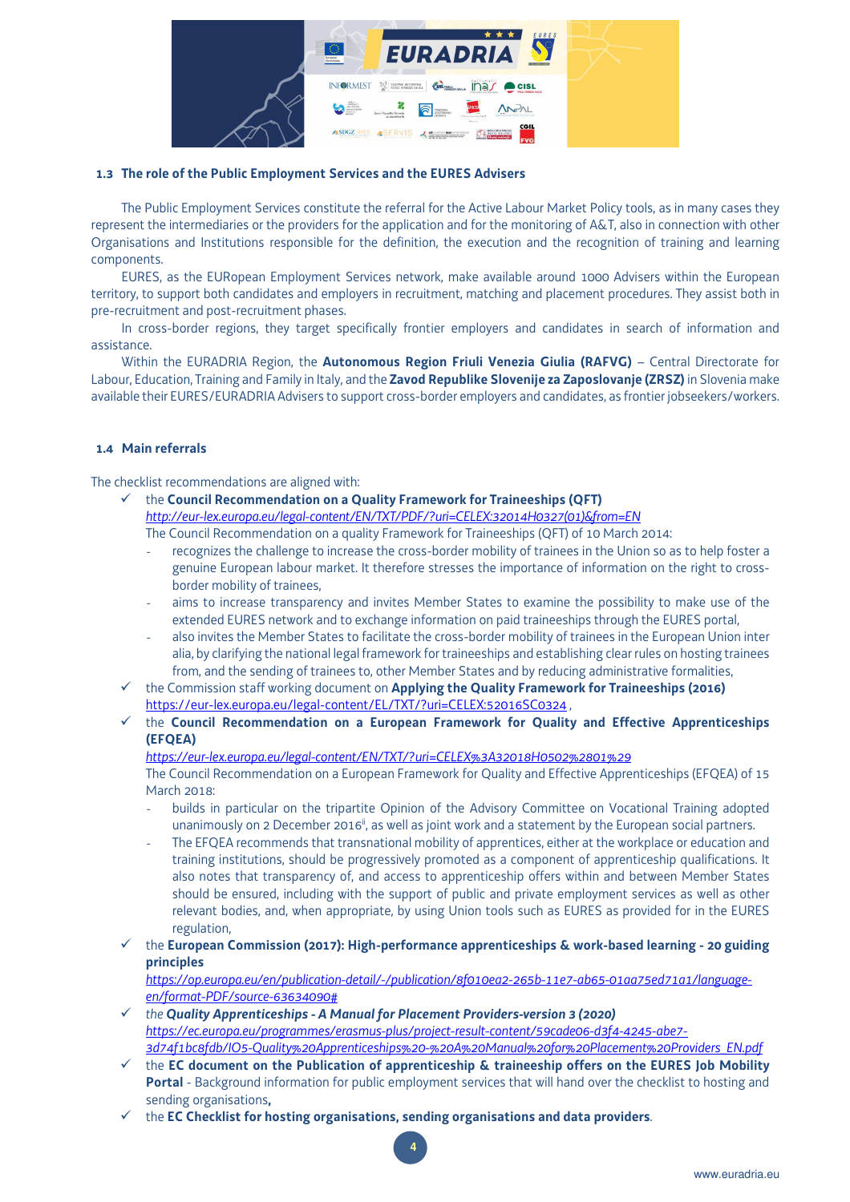### 1.3 The role of the Public Employment Services and the EURES Advisers

The Public Employment Services constitute the referral for the Active Labour Market Policy tools, as in many cases they represent the intermediaries or the providers for the application and for the monitoring of A&T, also in connection with other Organisations and Institutions responsible for the definition, the execution and the recognition of training and learning components.

EURES, as the EURopean Employment Services network, make available around 1000 Advisers within the European territory, to support both candidates and employers in recruitment, matching and placement procedures. They assist both in pre-recruitment and post-recruitment phases.

In cross-border regions, they target specifically frontier employers and candidates in search of information and assistance.

Within the EURADRIA Region, the **Autonomous Region Friuli Venezia Giulia (RAFVG)** – Central Directorate for Labour, Education, Training and Family in Italy, and the **Zavod Republike Slovenije za Zaposlovanje (ZRSZ)** in Slovenia make available their EURES/EURADRIA Advisers to support cross-border employers and candidates, as frontier jobseekers/workers.

### 1.4 Main referrals

The checklist recommendations are aligned with:

- ✓ the **Council Recommendation on a Quality Framework for Traineeships (QFT)**
  *http://eur-lex.europa.eu/legal-content/EN/TXT/PDF/?uri=CELEX:32014H0327(01)&from=EN*
  The Council Recommendation on a quality Framework for Traineeships (QFT) of 10 March 2014:
  - recognizes the challenge to increase the cross-border mobility of trainees in the Union so as to help foster a genuine European labour market. It therefore stresses the importance of information on the right to cross-border mobility of trainees,
  - aims to increase transparency and invites Member States to examine the possibility to make use of the extended EURES network and to exchange information on paid traineeships through the EURES portal,
  - also invites the Member States to facilitate the cross-border mobility of trainees in the European Union inter alia, by clarifying the national legal framework for traineeships and establishing clear rules on hosting trainees from, and the sending of trainees to, other Member States and by reducing administrative formalities,
- ✓ the Commission staff working document on **Applying the Quality Framework for Traineeships (2016)**
  https://eur-lex.europa.eu/legal-content/EL/TXT/?uri=CELEX:52016SC0324 ,
- ✓ the **Council Recommendation on a European Framework for Quality and Effective Apprenticeships (EFQEA)**
  *https://eur-lex.europa.eu/legal-content/EN/TXT/?uri=CELEX%3A32018H0502%2801%29*
  The Council Recommendation on a European Framework for Quality and Effective Apprenticeships (EFQEA) of 15 March 2018:
  - builds in particular on the tripartite Opinion of the Advisory Committee on Vocational Training adopted unanimously on 2 December 2016[ii], as well as joint work and a statement by the European social partners.
  - The EFQEA recommends that transnational mobility of apprentices, either at the workplace or education and training institutions, should be progressively promoted as a component of apprenticeship qualifications. It also notes that transparency of, and access to apprenticeship offers within and between Member States should be ensured, including with the support of public and private employment services as well as other relevant bodies, and, when appropriate, by using Union tools such as EURES as provided for in the EURES regulation,
- ✓ the **European Commission (2017): High-performance apprenticeships & work-based learning - 20 guiding principles**
  *https://op.europa.eu/en/publication-detail/-/publication/8f010ea2-265b-11e7-ab65-01aa75ed71a1/language-en/format-PDF/source-63634090#*
- ✓ *the **Quality Apprenticeships - A Manual for Placement Providers-version 3 (2020)***
  *https://ec.europa.eu/programmes/erasmus-plus/project-result-content/59cade06-d3f4-4245-abe7-3d74f1bc8fdb/IO5-Quality%20Apprenticeships%20-%20A%20Manual%20for%20Placement%20Providers_EN.pdf*
- ✓ the **EC document on the Publication of apprenticeship & traineeship offers on the EURES Job Mobility Portal** - Background information for public employment services that will hand over the checklist to hosting and sending organisations**,**
- ✓ the **EC Checklist for hosting organisations, sending organisations and data providers**.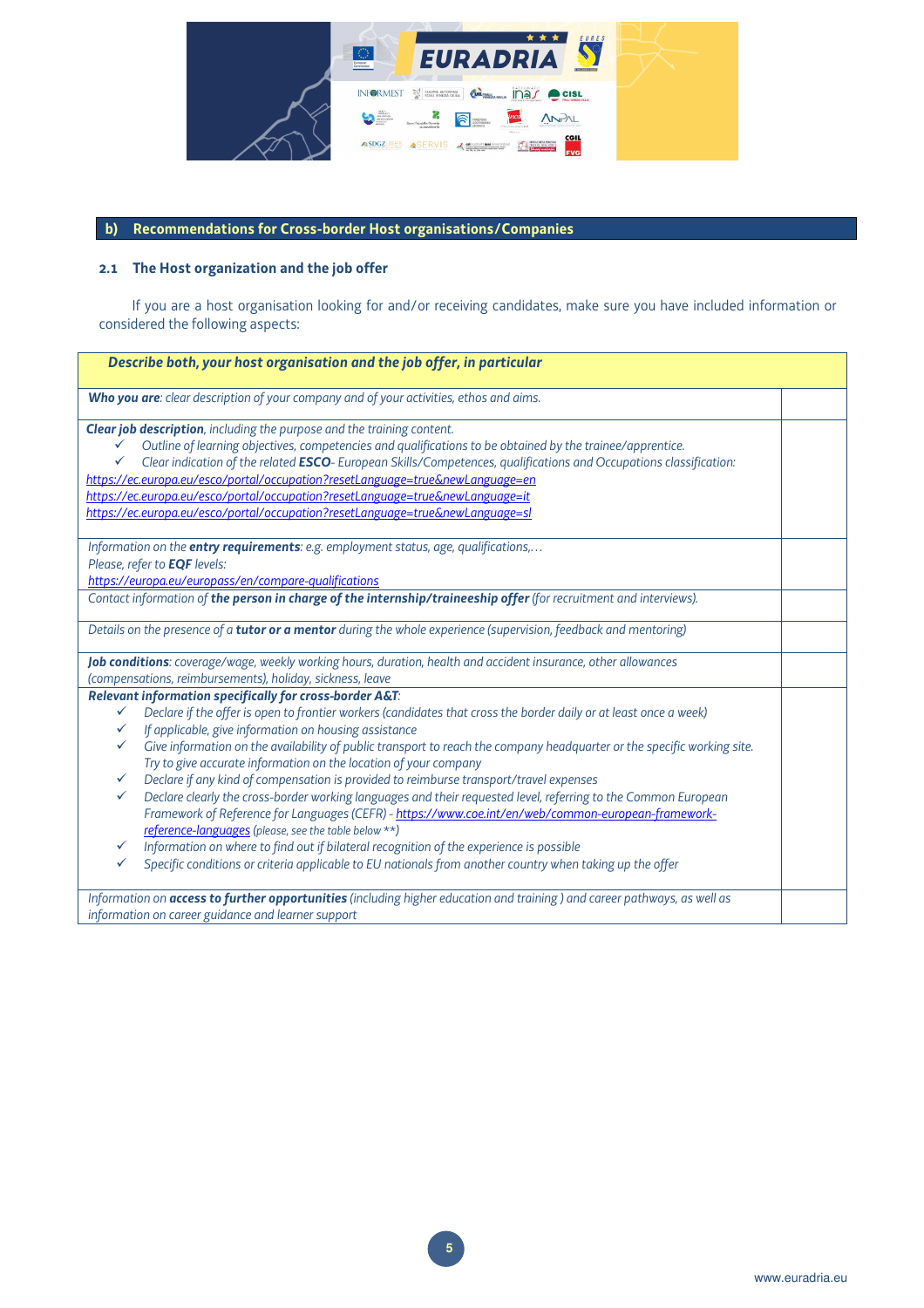## b) Recommendations for Cross-border Host organisations/Companies

### 2.1 The Host organization and the job offer

If you are a host organisation looking for and/or receiving candidates, make sure you have included information or considered the following aspects:

| ***Describe both, your host organisation and the job offer, in particular*** | |
|---|---|
| ***Who you are****: clear description of your company and of your activities, ethos and aims.* | |
| ***Clear job description****, including the purpose and the training content.*<br>✓ *Outline of learning objectives, competencies and qualifications to be obtained by the trainee/apprentice.*<br>✓ *Clear indication of the related* ***ESCO****- European Skills/Competences, qualifications and Occupations classification:*<br>*https://ec.europa.eu/esco/portal/occupation?resetLanguage=true&newLanguage=en*<br>*https://ec.europa.eu/esco/portal/occupation?resetLanguage=true&newLanguage=it*<br>*https://ec.europa.eu/esco/portal/occupation?resetLanguage=true&newLanguage=sl* | |
| *Information on the* ***entry requirements****: e.g. employment status, age, qualifications,…*<br>*Please, refer to* ***EQF*** *levels:*<br>*https://europa.eu/europass/en/compare-qualifications* | |
| *Contact information of* ***the person in charge of the internship/traineeship offer*** *(for recruitment and interviews).* | |
| *Details on the presence of a* ***tutor or a mentor*** *during the whole experience (supervision, feedback and mentoring)* | |
| ***Job conditions****: coverage/wage, weekly working hours, duration, health and accident insurance, other allowances (compensations, reimbursements), holiday, sickness, leave* | |
| ***Relevant information specifically for cross-border A&T****:*<br>✓ *Declare if the offer is open to frontier workers (candidates that cross the border daily or at least once a week)*<br>✓ *If applicable, give information on housing assistance*<br>✓ *Give information on the availability of public transport to reach the company headquarter or the specific working site. Try to give accurate information on the location of your company*<br>✓ *Declare if any kind of compensation is provided to reimburse transport/travel expenses*<br>✓ *Declare clearly the cross-border working languages and their requested level, referring to the Common European Framework of Reference for Languages (CEFR) - https://www.coe.int/en/web/common-european-framework-reference-languages (please, see the table below \*\*)*<br>✓ *Information on where to find out if bilateral recognition of the experience is possible*<br>✓ *Specific conditions or criteria applicable to EU nationals from another country when taking up the offer* | |
| *Information on* ***access to further opportunities*** *(including higher education and training ) and career pathways, as well as information on career guidance and learner support* | |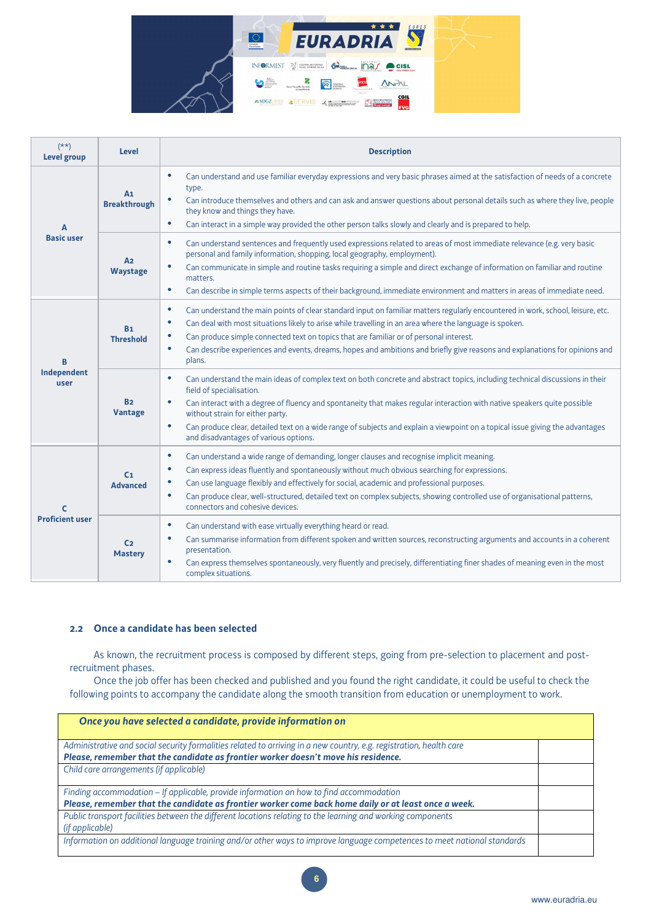| (**) Level group | Level | Description |
|---|---|---|
| A Basic user | A1 Breakthrough | • Can understand and use familiar everyday expressions and very basic phrases aimed at the satisfaction of needs of a concrete type.<br>• Can introduce themselves and others and can ask and answer questions about personal details such as where they live, people they know and things they have.<br>• Can interact in a simple way provided the other person talks slowly and clearly and is prepared to help. |
| | A2 Waystage | • Can understand sentences and frequently used expressions related to areas of most immediate relevance (e.g. very basic personal and family information, shopping, local geography, employment).<br>• Can communicate in simple and routine tasks requiring a simple and direct exchange of information on familiar and routine matters.<br>• Can describe in simple terms aspects of their background, immediate environment and matters in areas of immediate need. |
| B Independent user | B1 Threshold | • Can understand the main points of clear standard input on familiar matters regularly encountered in work, school, leisure, etc.<br>• Can deal with most situations likely to arise while travelling in an area where the language is spoken.<br>• Can produce simple connected text on topics that are familiar or of personal interest.<br>• Can describe experiences and events, dreams, hopes and ambitions and briefly give reasons and explanations for opinions and plans. |
| | B2 Vantage | • Can understand the main ideas of complex text on both concrete and abstract topics, including technical discussions in their field of specialisation.<br>• Can interact with a degree of fluency and spontaneity that makes regular interaction with native speakers quite possible without strain for either party.<br>• Can produce clear, detailed text on a wide range of subjects and explain a viewpoint on a topical issue giving the advantages and disadvantages of various options. |
| C Proficient user | C1 Advanced | • Can understand a wide range of demanding, longer clauses and recognise implicit meaning.<br>• Can express ideas fluently and spontaneously without much obvious searching for expressions.<br>• Can use language flexibly and effectively for social, academic and professional purposes.<br>• Can produce clear, well-structured, detailed text on complex subjects, showing controlled use of organisational patterns, connectors and cohesive devices. |
| | C2 Mastery | • Can understand with ease virtually everything heard or read.<br>• Can summarise information from different spoken and written sources, reconstructing arguments and accounts in a coherent presentation.<br>• Can express themselves spontaneously, very fluently and precisely, differentiating finer shades of meaning even in the most complex situations. |

### 2.2 Once a candidate has been selected

As known, the recruitment process is composed by different steps, going from pre-selection to placement and post-recruitment phases.

Once the job offer has been checked and published and you found the right candidate, it could be useful to check the following points to accompany the candidate along the smooth transition from education or unemployment to work.

| ***Once you have selected a candidate, provide information on*** | |
|---|---|
| *Administrative and social security formalities related to arriving in a new country, e.g. registration, health care*<br>***Please, remember that the candidate as frontier worker doesn't move his residence.*** | |
| *Child care arrangements (if applicable)* | |
| *Finding accommodation – If applicable, provide information on how to find accommodation*<br>***Please, remember that the candidate as frontier worker come back home daily or at least once a week.*** | |
| *Public transport facilities between the different locations relating to the learning and working components (if applicable)* | |
| *Information on additional language training and/or other ways to improve language competences to meet national standards* | |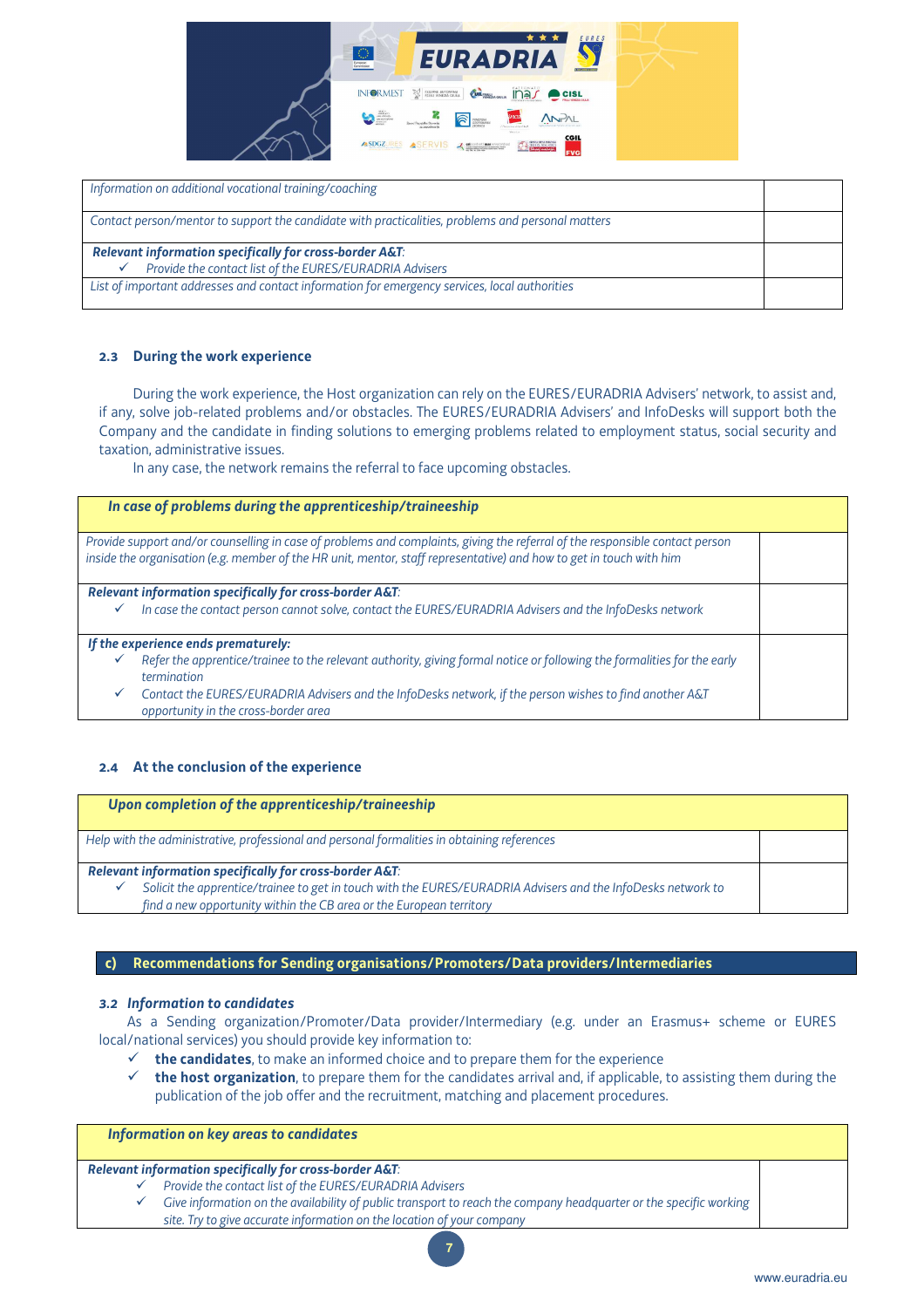| | |
|---|---|
| *Information on additional vocational training/coaching* | |
| *Contact person/mentor to support the candidate with practicalities, problems and personal matters* | |
| ***Relevant information specifically for cross-border A&T**:*<br>✓ *Provide the contact list of the EURES/EURADRIA Advisers* | |
| *List of important addresses and contact information for emergency services, local authorities* | |

### 2.3 During the work experience

During the work experience, the Host organization can rely on the EURES/EURADRIA Advisers' network, to assist and, if any, solve job-related problems and/or obstacles. The EURES/EURADRIA Advisers' and InfoDesks will support both the Company and the candidate in finding solutions to emerging problems related to employment status, social security and taxation, administrative issues.

In any case, the network remains the referral to face upcoming obstacles.

| ***In case of problems during the apprenticeship/traineeship*** | |
|---|---|
| *Provide support and/or counselling in case of problems and complaints, giving the referral of the responsible contact person inside the organisation (e.g. member of the HR unit, mentor, staff representative) and how to get in touch with him* | |
| ***Relevant information specifically for cross-border A&T**:*<br>✓ *In case the contact person cannot solve, contact the EURES/EURADRIA Advisers and the InfoDesks network* | |
| ***If the experience ends prematurely:***<br>✓ *Refer the apprentice/trainee to the relevant authority, giving formal notice or following the formalities for the early termination*<br>✓ *Contact the EURES/EURADRIA Advisers and the InfoDesks network, if the person wishes to find another A&T opportunity in the cross-border area* | |

### 2.4 At the conclusion of the experience

| ***Upon completion of the apprenticeship/traineeship*** | |
|---|---|
| *Help with the administrative, professional and personal formalities in obtaining references* | |
| ***Relevant information specifically for cross-border A&T**:*<br>✓ *Solicit the apprentice/trainee to get in touch with the EURES/EURADRIA Advisers and the InfoDesks network to find a new opportunity within the CB area or the European territory* | |

## c) Recommendations for Sending organisations/Promoters/Data providers/Intermediaries

### 3.2 *Information to candidates*

As a Sending organization/Promoter/Data provider/Intermediary (e.g. under an Erasmus+ scheme or EURES local/national services) you should provide key information to:

- ✓ **the candidates**, to make an informed choice and to prepare them for the experience
- ✓ **the host organization**, to prepare them for the candidates arrival and, if applicable, to assisting them during the publication of the job offer and the recruitment, matching and placement procedures.

| ***Information on key areas to candidates*** | |
|---|---|
| ***Relevant information specifically for cross-border A&T**:*<br>✓ *Provide the contact list of the EURES/EURADRIA Advisers*<br>✓ *Give information on the availability of public transport to reach the company headquarter or the specific working site. Try to give accurate information on the location of your company* | |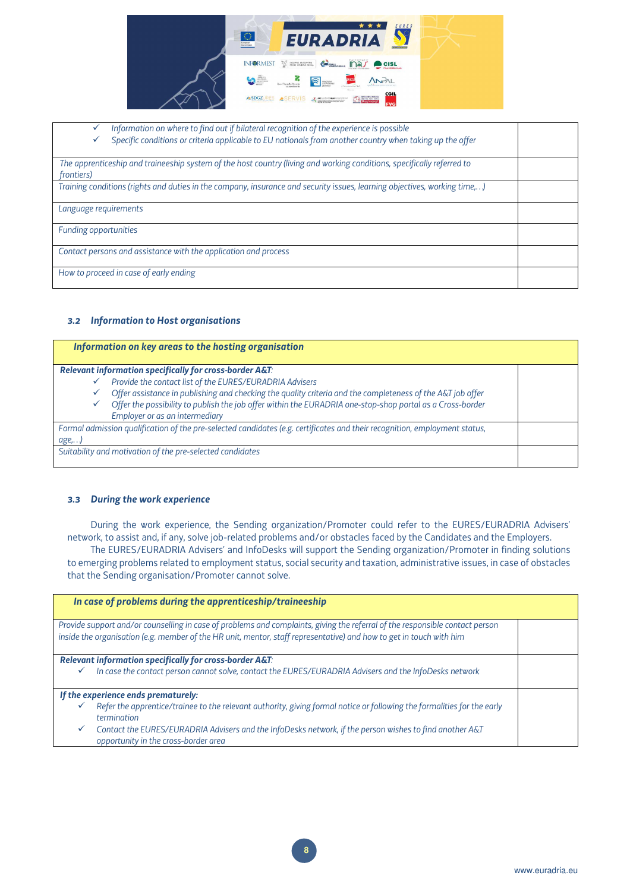| | |
|---|---|
| ✓ *Information on where to find out if bilateral recognition of the experience is possible*<br>✓ *Specific conditions or criteria applicable to EU nationals from another country when taking up the offer* | |
| *The apprenticeship and traineeship system of the host country (living and working conditions, specifically referred to frontiers)* | |
| *Training conditions (rights and duties in the company, insurance and security issues, learning objectives, working time,…)* | |
| *Language requirements* | |
| *Funding opportunities* | |
| *Contact persons and assistance with the application and process* | |
| *How to proceed in case of early ending* | |

### 3.2 *Information to Host organisations*

| ***Information on key areas to the hosting organisation*** | |
|---|---|
| ***Relevant information specifically for cross-border A&T***:<br>✓ *Provide the contact list of the EURES/EURADRIA Advisers*<br>✓ *Offer assistance in publishing and checking the quality criteria and the completeness of the A&T job offer*<br>✓ *Offer the possibility to publish the job offer within the EURADRIA one-stop-shop portal as a Cross-border Employer or as an intermediary* | |
| *Formal admission qualification of the pre-selected candidates (e.g. certificates and their recognition, employment status, age,…)* | |
| *Suitability and motivation of the pre-selected candidates* | |

### 3.3 *During the work experience*

During the work experience, the Sending organization/Promoter could refer to the EURES/EURADRIA Advisers' network, to assist and, if any, solve job-related problems and/or obstacles faced by the Candidates and the Employers.

The EURES/EURADRIA Advisers' and InfoDesks will support the Sending organization/Promoter in finding solutions to emerging problems related to employment status, social security and taxation, administrative issues, in case of obstacles that the Sending organisation/Promoter cannot solve.

| ***In case of problems during the apprenticeship/traineeship*** | |
|---|---|
| *Provide support and/or counselling in case of problems and complaints, giving the referral of the responsible contact person inside the organisation (e.g. member of the HR unit, mentor, staff representative) and how to get in touch with him* | |
| ***Relevant information specifically for cross-border A&T***:<br>✓ *In case the contact person cannot solve, contact the EURES/EURADRIA Advisers and the InfoDesks network* | |
| ***If the experience ends prematurely:***<br>✓ *Refer the apprentice/trainee to the relevant authority, giving formal notice or following the formalities for the early termination*<br>✓ *Contact the EURES/EURADRIA Advisers and the InfoDesks network, if the person wishes to find another A&T opportunity in the cross-border area* | |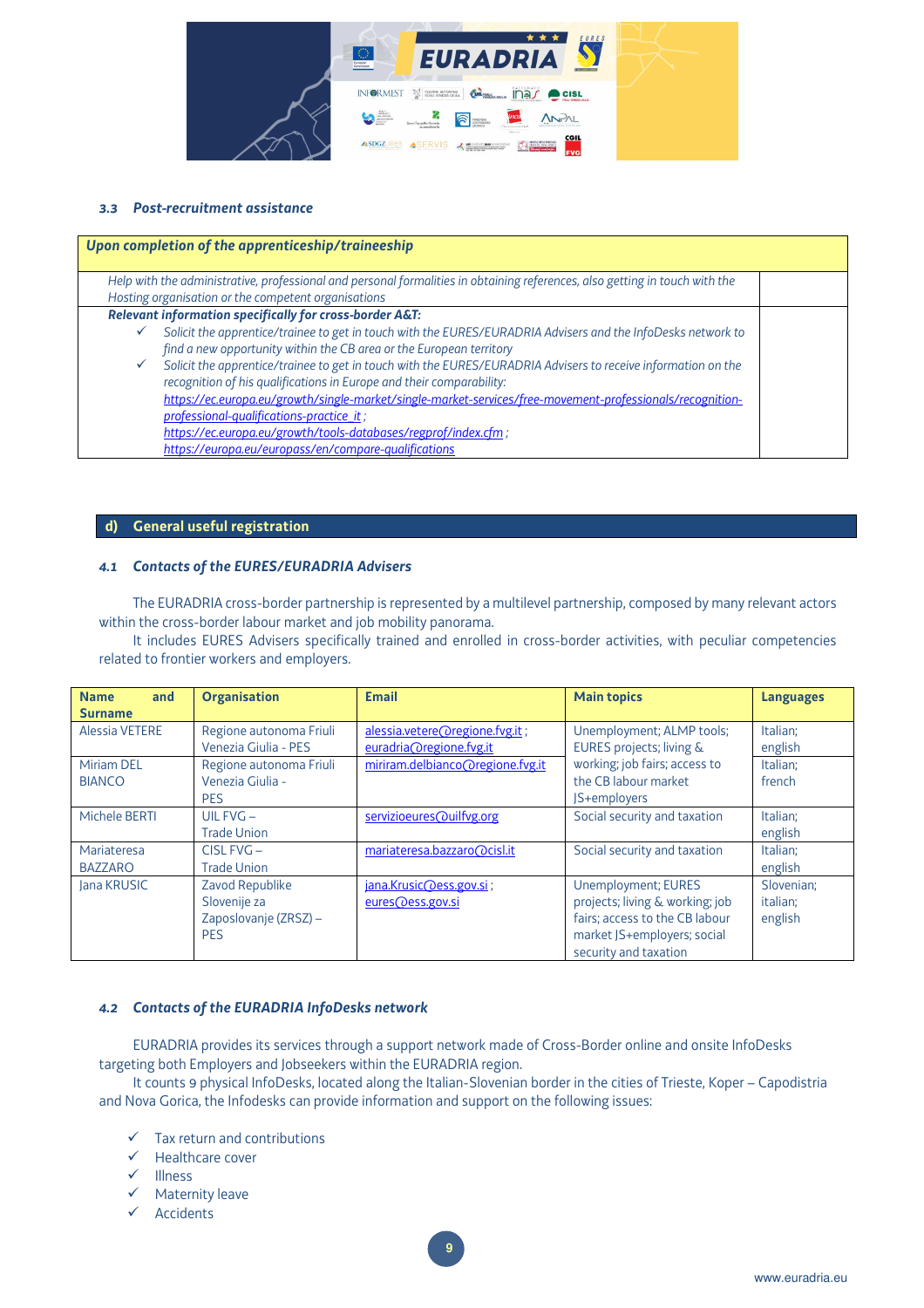### *3.3 Post-recruitment assistance*

| ***Upon completion of the apprenticeship/traineeship*** | |
|---|---|
| *Help with the administrative, professional and personal formalities in obtaining references, also getting in touch with the Hosting organisation or the competent organisations* | |
| ***Relevant information specifically for cross-border A&T:*** ✓ *Solicit the apprentice/trainee to get in touch with the EURES/EURADRIA Advisers and the InfoDesks network to find a new opportunity within the CB area or the European territory* ✓ *Solicit the apprentice/trainee to get in touch with the EURES/EURADRIA Advisers to receive information on the recognition of his qualifications in Europe and their comparability:* *https://ec.europa.eu/growth/single-market/single-market-services/free-movement-professionals/recognition-professional-qualifications-practice_it ;* *https://ec.europa.eu/growth/tools-databases/regprof/index.cfm ;* *https://europa.eu/europass/en/compare-qualifications* | |

## d) General useful registration

### *4.1 Contacts of the EURES/EURADRIA Advisers*

The EURADRIA cross-border partnership is represented by a multilevel partnership, composed by many relevant actors within the cross-border labour market and job mobility panorama.

It includes EURES Advisers specifically trained and enrolled in cross-border activities, with peculiar competencies related to frontier workers and employers.

| **Name and Surname** | **Organisation** | **Email** | **Main topics** | **Languages** |
|---|---|---|---|---|
| Alessia VETERE | Regione autonoma Friuli Venezia Giulia - PES | alessia.vetere@regione.fvg.it ; euradria@regione.fvg.it | Unemployment; ALMP tools; EURES projects; living & working; job fairs; access to the CB labour market JS+employers | Italian; english |
| Miriam DEL BIANCO | Regione autonoma Friuli Venezia Giulia - PES | miriram.delbianco@regione.fvg.it | | Italian; french |
| Michele BERTI | UIL FVG – Trade Union | servizioeures@uilfvg.org | Social security and taxation | Italian; english |
| Mariateresa BAZZARO | CISL FVG – Trade Union | mariateresa.bazzaro@cisl.it | Social security and taxation | Italian; english |
| Jana KRUSIC | Zavod Republike Slovenije za Zaposlovanje (ZRSZ) – PES | jana.Krusic@ess.gov.si ; eures@ess.gov.si | Unemployment; EURES projects; living & working; job fairs; access to the CB labour market JS+employers; social security and taxation | Slovenian; italian; english |

### *4.2 Contacts of the EURADRIA InfoDesks network*

EURADRIA provides its services through a support network made of Cross-Border online and onsite InfoDesks targeting both Employers and Jobseekers within the EURADRIA region.

It counts 9 physical InfoDesks, located along the Italian-Slovenian border in the cities of Trieste, Koper – Capodistria and Nova Gorica, the Infodesks can provide information and support on the following issues:

- ✓ Tax return and contributions
- ✓ Healthcare cover
- ✓ Illness
- ✓ Maternity leave
- ✓ Accidents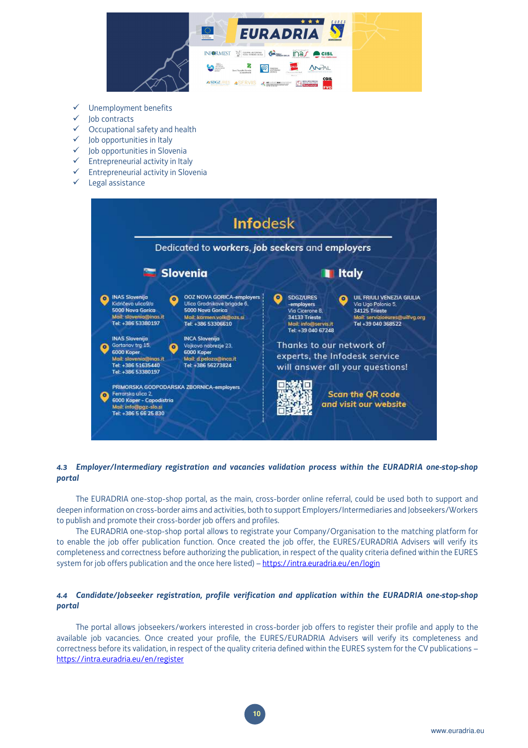- ✓ Unemployment benefits
- ✓ Job contracts
- ✓ Occupational safety and health
- ✓ Job opportunities in Italy
- ✓ Job opportunities in Slovenia
- ✓ Entrepreneurial activity in Italy
- ✓ Entrepreneurial activity in Slovenia
- ✓ Legal assistance

**Infodesk**

Dedicated to **workers**, **job seekers** and **employers**

**Slovenia**

INAS Slovenija
Kidričeva ulica9/a
5000 Nova Gorica
Mail: slovenia@inas.it
Tel: +386 53380197

OOZ NOVA GORICA-employers
Ulica Gradnikove brigade 6,
5000 Nova Gorica
Mail: karmen.volk@ozs.si
Tel: +386 53306610

INAS Slovenija
Gortanov trg 15,
6000 Koper
Mail: slovenia@inas.it
Tel: +386 51635440
Tel: +386 53380197

INCA Slovenija
Vojkovo nabrezje 23,
6000 Koper
Mail: d.peloza@inca.it
Tel: +386 56273824

PRIMORSKA GODPODARSKA ZBORNICA-employers
Ferrarska ulica 2,
6000 Koper - Capodistria
Mail: info@pgz-slo.si
Tel: +386 5 66 25 830

**Italy**

SDGZ/URES
-employers
Via Cicerone 8,
34133 Trieste
Mail: info@servis.it
Tel: +39 040 67248

UIL FRIULI VENEZIA GIULIA
Via Ugo Polonio 5,
34125 Trieste
Mail: servizioeures@uilfvg.org
Tel +39 040 368522

Thanks to our network of experts, the Infodesk service will answer all your questions!

Scan the QR code and visit our website

#### *4.3 Employer/Intermediary registration and vacancies validation process within the EURADRIA one-stop-shop portal*

The EURADRIA one-stop-shop portal, as the main, cross-border online referral, could be used both to support and deepen information on cross-border aims and activities, both to support Employers/Intermediaries and Jobseekers/Workers to publish and promote their cross-border job offers and profiles.

The EURADRIA one-stop-shop portal allows to registrate your Company/Organisation to the matching platform for to enable the job offer publication function. Once created the job offer, the EURES/EURADRIA Advisers will verify its completeness and correctness before authorizing the publication, in respect of the quality criteria defined within the EURES system for job offers publication and the once here listed) – https://intra.euradria.eu/en/login

#### *4.4 Candidate/Jobseeker registration, profile verification and application within the EURADRIA one-stop-shop portal*

The portal allows jobseekers/workers interested in cross-border job offers to register their profile and apply to the available job vacancies. Once created your profile, the EURES/EURADRIA Advisers will verify its completeness and correctness before its validation, in respect of the quality criteria defined within the EURES system for the CV publications – https://intra.euradria.eu/en/register